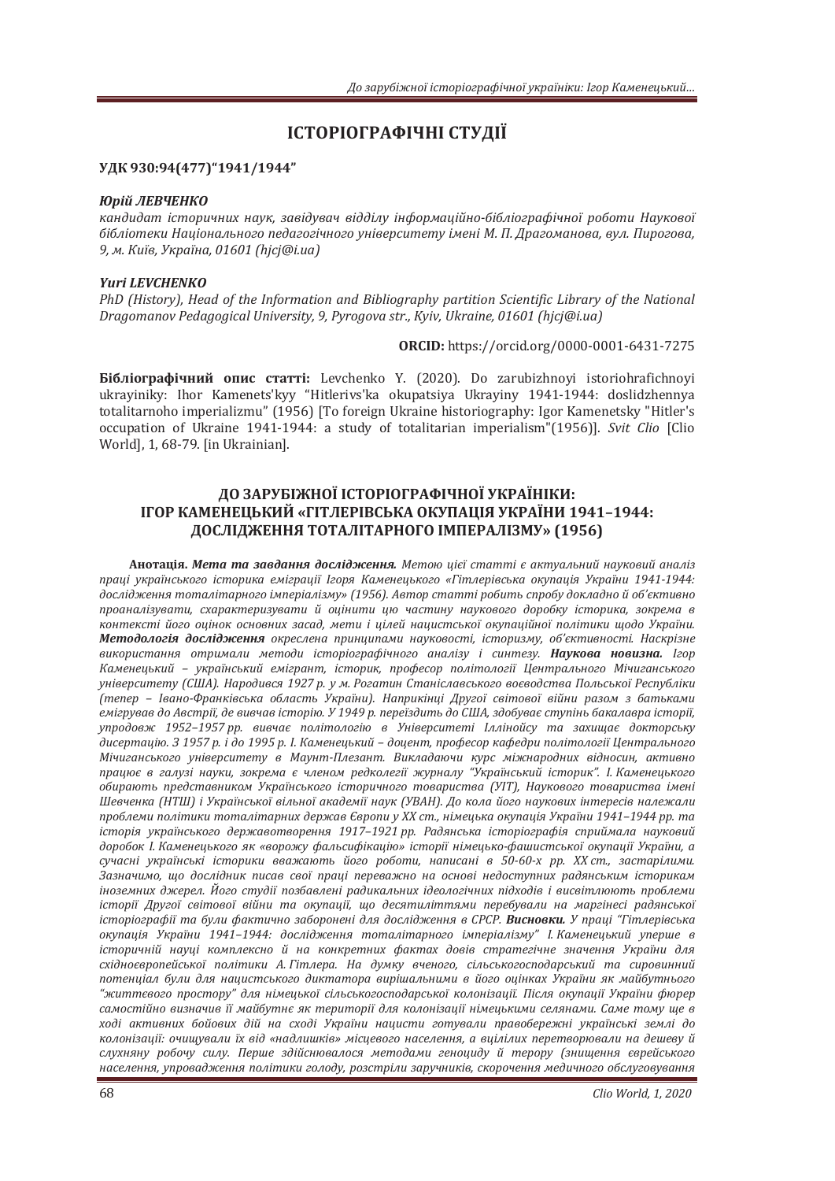# ІСТОРІОГРАФІЧНІ СТУДІЇ

**УДК 930:94(477)“1941/1944”**

***Юрій ЛЕВЧЕНКО***

*кандидат історичних наук, завідувач відділу інформаційно-бібліографічної роботи Наукової бібліотеки Національного педагогічного університету імені М. П. Драгоманова, вул. Пирогова, 9, м. Київ, Україна, 01601 (hjcj@i.ua)*

***Yuri LEVCHENKO***

*PhD (History), Head of the Information and Bibliography partition Scientific Library of the National Dragomanov Pedagogical University, 9, Pyrogova str., Kyiv, Ukraine, 01601 (hjcj@i.ua)*

**ORCID:** https://orcid.org/0000-0001-6431-7275

**Бібліографічний опис статті:** Levchenko Y. (2020). Do zarubizhnoyi istoriohrafichnoyi ukrayiniky: Ihor Kamenets'kyy "Hitlerivs'ka okupatsiya Ukrayiny 1941-1944: doslidzhennya totalitarnoho imperializmu" (1956) [To foreign Ukraine historiography: Igor Kamenetsky "Hitler's occupation of Ukraine 1941-1944: a study of totalitarian imperialism"(1956)]. *Svit Clio* [Clio World], 1, 68-79. [in Ukrainian].

## ДО ЗАРУБІЖНОЇ ІСТОРІОГРАФІЧНОЇ УКРАЇНІКИ: ІГОР КАМЕНЕЦЬКИЙ «ГІТЛЕРІВСЬКА ОКУПАЦІЯ УКРАЇНИ 1941–1944: ДОСЛІДЖЕННЯ ТОТАЛІТАРНОГО ІМПЕРІАЛІЗМУ» (1956)

**Анотація.** ***Мета та завдання дослідження.*** *Метою цієї статті є актуальний науковий аналіз праці українського історика еміграції Ігоря Каменецького «Гітлерівська окупація України 1941-1944: дослідження тоталітарного імперіалізму» (1956). Автор статті робить спробу докладно й об'єктивно проаналізувати, схарактеризувати й оцінити цю частину наукового доробку історика, зокрема в контексті його оцінок основних засад, мети і цілей нацистської окупаційної політики щодо України.* ***Методологія дослідження*** *окреслена принципами науковості, історизму, об'єктивності. Наскрізне використання отримали методи історіографічного аналізу і синтезу.* ***Наукова новизна.*** *Ігор Каменецький – український емігрант, історик, професор політології Центрального Мічиганського університету (США). Народився 1927 р. у м. Рогатин Станіславського воєводства Польської Республіки (тепер – Івано-Франківська область України). Наприкінці Другої світової війни разом з батьками емігрував до Австрії, де вивчав історію. У 1949 р. переїздить до США, здобуває ступінь бакалавра історії, упродовж 1952–1957 рр. вивчає політологію в Університеті Іллінойсу та захищає докторську дисертацію. З 1957 р. і до 1995 р. І. Каменецький – доцент, професор кафедри політології Центрального Мічиганського університету в Маунт-Плезант. Викладаючи курс міжнародних відносин, активно працює в галузі науки, зокрема є членом редколегії журналу "Український історик". І. Каменецького обирають представником Українського історичного товариства (УІТ), Наукового товариства імені Шевченка (НТШ) і Української вільної академії наук (УВАН). До кола його наукових інтересів належали проблеми політики тоталітарних держав Європи у XX ст., німецька окупація України 1941–1944 рр. та історія українського державотворення 1917–1921 рр. Радянська історіографія сприймала науковий доробок І. Каменецького як «ворожу фальсифікацію» історії німецько-фашистської окупації України, а сучасні українські історики вважають його роботи, написані в 50-60-х рр. XX ст., застарілими. Зазначимо, що дослідник писав свої праці переважно на основі недоступних радянським історикам іноземних джерел. Його студії позбавлені радикальних ідеологічних підходів і висвітлюють проблеми історії Другої світової війни та окупації, що десятиліттями перебували на маргінесі радянської історіографії та були фактично заборонені для дослідження в СРСР.* ***Висновки.*** *У праці "Гітлерівська окупація України 1941–1944: дослідження тоталітарного імперіалізму" І. Каменецький уперше в історичній науці комплексно й на конкретних фактах довів стратегічне значення України для східноєвропейської політики А. Гітлера. На думку вченого, сільськогосподарський та сировинний потенціал були для нацистського диктатора вирішальними в його оцінках України як майбутнього "життєвого простору" для німецької сільськогосподарської колонізації. Після окупації України фюрер самостійно визначив її майбутнє як території для колонізації німецькими селянами. Саме тому ще в ході активних бойових дій на сході України нацисти готували правобережні українські землі до колонізації: очищували їх від «надлишків» місцевого населення, а вцілілих перетворювали на дешеву й слухняну робочу силу. Перше здійснювалося методами геноциду й терору (знищення єврейського населення, упровадження політики голоду, розстріли заручників, скорочення медичного обслуговування*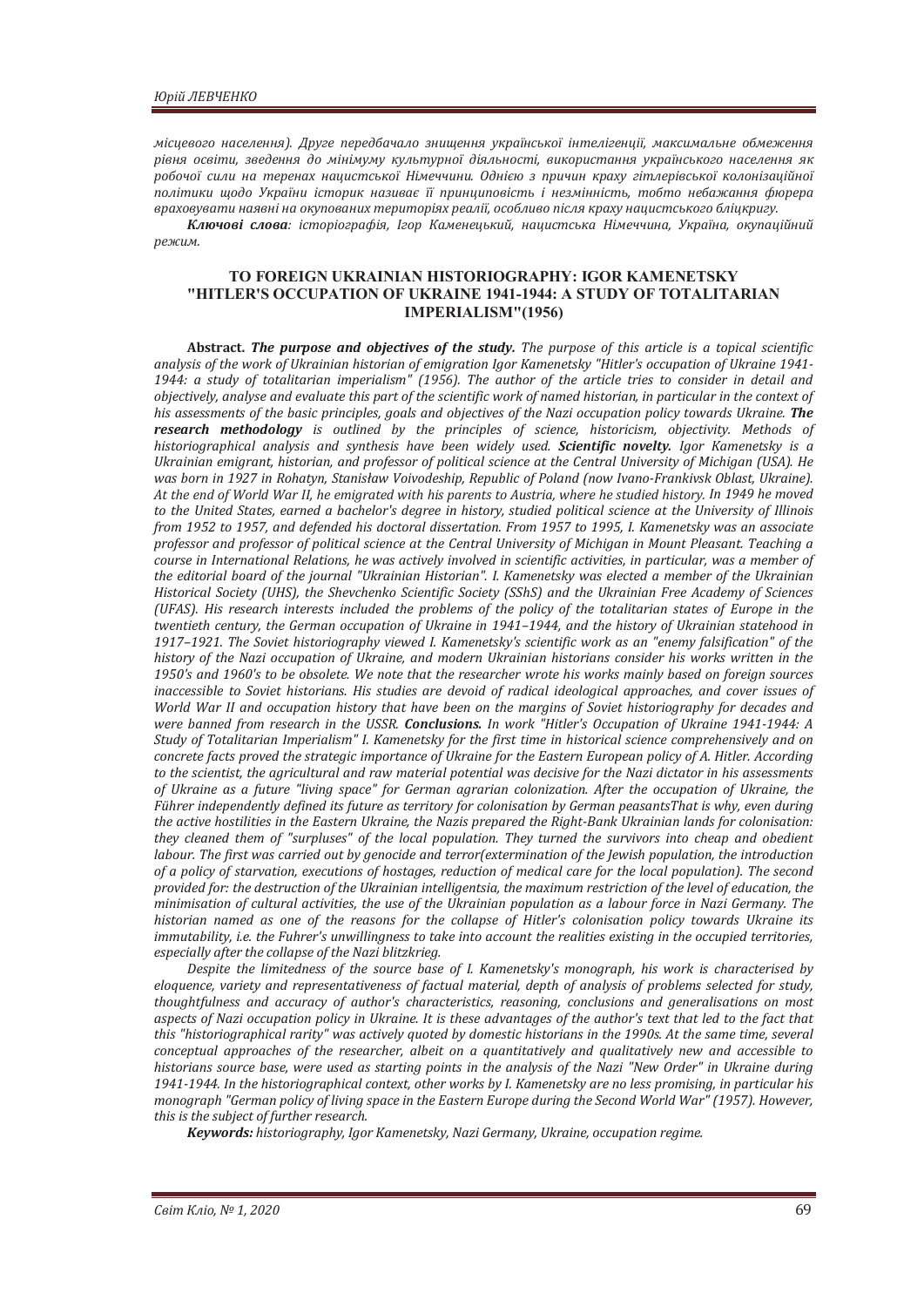*місцевого населення). Друге передбачало знищення української інтелігенції, максимальне обмеження рівня освіти, зведення до мінімуму культурної діяльності, використання українського населення як робочої сили на теренах нацистської Німеччини. Однією з причин краху гітлерівської колонізаційної політики щодо України історик називає її принциповість і незмінність, тобто небажання фюрера враховувати наявні на окупованих територіях реалії, особливо після краху нацистського бліцкригу.*

***Ключові слова**: історіографія, Ігор Каменецький, нацистська Німеччина, Україна, окупаційний режим.*

## TO FOREIGN UKRAINIAN HISTORIOGRAPHY: IGOR KAMENETSKY "HITLER'S OCCUPATION OF UKRAINE 1941-1944: A STUDY OF TOTALITARIAN IMPERIALISM"(1956)

**Abstract.** ***The purpose and objectives of the study.*** *The purpose of this article is a topical scientific analysis of the work of Ukrainian historian of emigration Igor Kamenetsky "Hitler's occupation of Ukraine 1941-1944: a study of totalitarian imperialism" (1956). The author of the article tries to consider in detail and objectively, analyse and evaluate this part of the scientific work of named historian, in particular in the context of his assessments of the basic principles, goals and objectives of the Nazi occupation policy towards Ukraine.* ***The research methodology*** *is outlined by the principles of science, historicism, objectivity. Methods of historiographical analysis and synthesis have been widely used.* ***Scientific novelty.*** *Igor Kamenetsky is a Ukrainian emigrant, historian, and professor of political science at the Central University of Michigan (USA). He was born in 1927 in Rohatyn, Stanisław Voivodeship, Republic of Poland (now Ivano-Frankivsk Oblast, Ukraine). At the end of World War II, he emigrated with his parents to Austria, where he studied history. In 1949 he moved to the United States, earned a bachelor's degree in history, studied political science at the University of Illinois from 1952 to 1957, and defended his doctoral dissertation. From 1957 to 1995, I. Kamenetsky was an associate professor and professor of political science at the Central University of Michigan in Mount Pleasant. Teaching a course in International Relations, he was actively involved in scientific activities, in particular, was a member of the editorial board of the journal "Ukrainian Historian". I. Kamenetsky was elected a member of the Ukrainian Historical Society (UHS), the Shevchenko Scientific Society (SShS) and the Ukrainian Free Academy of Sciences (UFAS). His research interests included the problems of the policy of the totalitarian states of Europe in the twentieth century, the German occupation of Ukraine in 1941–1944, and the history of Ukrainian statehood in 1917–1921. The Soviet historiography viewed I. Kamenetsky's scientific work as an "enemy falsification" of the history of the Nazi occupation of Ukraine, and modern Ukrainian historians consider his works written in the 1950's and 1960's to be obsolete. We note that the researcher wrote his works mainly based on foreign sources inaccessible to Soviet historians. His studies are devoid of radical ideological approaches, and cover issues of World War II and occupation history that have been on the margins of Soviet historiography for decades and were banned from research in the USSR.* ***Conclusions.*** *In work "Hitler's Occupation of Ukraine 1941-1944: A Study of Totalitarian Imperialism" I. Kamenetsky for the first time in historical science comprehensively and on concrete facts proved the strategic importance of Ukraine for the Eastern European policy of A. Hitler. According to the scientist, the agricultural and raw material potential was decisive for the Nazi dictator in his assessments of Ukraine as a future "living space" for German agrarian colonization. After the occupation of Ukraine, the Führer independently defined its future as territory for colonisation by German peasantsThat is why, even during the active hostilities in the Eastern Ukraine, the Nazis prepared the Right-Bank Ukrainian lands for colonisation: they cleaned them of "surpluses" of the local population. They turned the survivors into cheap and obedient labour. The first was carried out by genocide and terror(extermination of the Jewish population, the introduction of a policy of starvation, executions of hostages, reduction of medical care for the local population). The second provided for: the destruction of the Ukrainian intelligentsia, the maximum restriction of the level of education, the minimisation of cultural activities, the use of the Ukrainian population as a labour force in Nazi Germany. The historian named as one of the reasons for the collapse of Hitler's colonisation policy towards Ukraine its immutability, i.e. the Fuhrer's unwillingness to take into account the realities existing in the occupied territories, especially after the collapse of the Nazi blitzkrieg.*

*Despite the limitedness of the source base of I. Kamenetsky's monograph, his work is characterised by eloquence, variety and representativeness of factual material, depth of analysis of problems selected for study, thoughtfulness and accuracy of author's characteristics, reasoning, conclusions and generalisations on most aspects of Nazi occupation policy in Ukraine. It is these advantages of the author's text that led to the fact that this "historiographical rarity" was actively quoted by domestic historians in the 1990s. At the same time, several conceptual approaches of the researcher, albeit on a quantitatively and qualitatively new and accessible to historians source base, were used as starting points in the analysis of the Nazi "New Order" in Ukraine during 1941-1944. In the historiographical context, other works by I. Kamenetsky are no less promising, in particular his monograph "German policy of living space in the Eastern Europe during the Second World War" (1957). However, this is the subject of further research.*

***Keywords:*** *historiography, Igor Kamenetsky, Nazi Germany, Ukraine, occupation regime.*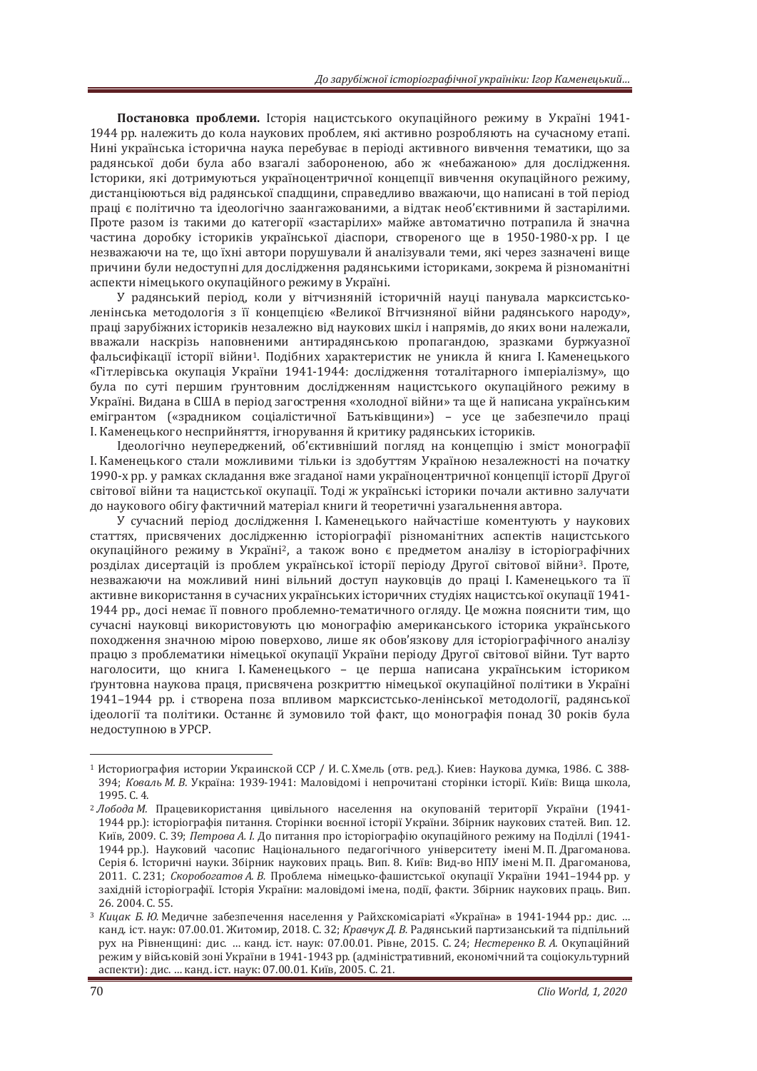**Постановка проблеми.** Історія нацистського окупаційного режиму в Україні 1941-1944 рр. належить до кола наукових проблем, які активно розробляють на сучасному етапі. Нині українська історична наука перебуває в періоді активного вивчення тематики, що за радянської доби була або взагалі забороненою, або ж «небажаною» для дослідження. Історики, які дотримуються українцентричної концепції вивчення окупаційного режиму, дистанціюються від радянської спадщини, справедливо вважаючи, що написані в той період праці є політично та ідеологічно заангажованими, а відтак необ'єктивними й застарілими. Проте разом із такими до категорії «застарілих» майже автоматично потрапила й значна частина доробку істориків української діаспори, створеного ще в 1950-1980-х рр. І це незважаючи на те, що їхні автори порушували й аналізували теми, які через зазначені вище причини були недоступні для дослідження радянськими істориками, зокрема й різноманітні аспекти німецького окупаційного режиму в Україні.

У радянський період, коли у вітчизняній історичній науці панувала марксистсько-ленінська методологія з її концепцією «Великої Вітчизняної війни радянського народу», праці зарубіжних істориків незалежно від наукових шкіл і напрямів, до яких вони належали, вважали наскрізь наповненими антирадянською пропагандою, зразками буржуазної фальсифікації історії війни[1]. Подібних характеристик не уникла й книга І. Каменецького «Гітлерівська окупація України 1941-1944: дослідження тоталітарного імперіалізму», що була по суті першим ґрунтовним дослідженням нацистського окупаційного режиму в Україні. Видана в США в період загострення «холодної війни» та ще й написана українським емігрантом («зрадником соціалістичної Батьківщини») – усе це забезпечило праці І. Каменецького несприйняття, ігнорування й критику радянських істориків.

Ідеологічно неупереджений, об'єктивніший погляд на концепцію і зміст монографії І. Каменецького стали можливими тільки із здобуттям Україною незалежності на початку 1990-х рр. у рамках складання вже згаданої нами українцентричної концепції історії Другої світової війни та нацистської окупації. Тоді ж українські історики почали активно залучати до наукового обігу фактичний матеріал книги й теоретичні узагальнення автора.

У сучасний період дослідження І. Каменецького найчастіше коментують у наукових статтях, присвячених дослідженню історіографії різноманітних аспектів нацистського окупаційного режиму в Україні[2], а також воно є предметом аналізу в історіографічних розділах дисертацій із проблем української історії періоду Другої світової війни[3]. Проте, незважаючи на можливий нині вільний доступ науковців до праці І. Каменецького та її активне використання в сучасних українських історичних студіях нацистської окупації 1941-1944 рр., досі немає її повного проблемно-тематичного огляду. Це можна пояснити тим, що сучасні науковці використовують цю монографію американського історика українського походження значною мірою поверхово, лише як обов'язкову для історіографічного аналізу працю з проблематики німецької окупації України періоду Другої світової війни. Тут варто наголосити, що книга І. Каменецького – це перша написана українським істориком ґрунтовна наукова праця, присвячена розкриттю німецької окупаційної політики в Україні 1941–1944 рр. і створена поза впливом марксистсько-ленінської методології, радянської ідеології та політики. Останнє й зумовило той факт, що монографія понад 30 років була недоступною в УРСР.

---

[1] Историография истории Украинской ССР / И. С. Хмель (отв. ред.). Киев: Наукова думка, 1986. С. 388-394; *Коваль М. В.* Україна: 1939-1941: Маловідомі і непрочитані сторінки історії. Київ: Вища школа, 1995. С. 4.

[2] *Лобода М.* Працевикористання цивільного населення на окупованій території України (1941-1944 рр.): історіографія питання. Сторінки воєнної історії України. Збірник наукових статей. Вип. 12. Київ, 2009. С. 39; *Петрова А. І.* До питання про історіографію окупаційного режиму на Поділлі (1941-1944 рр.). Науковий часопис Національного педагогічного університету імені М. П. Драгоманова. Серія 6. Історичні науки. Збірник наукових праць. Вип. 8. Київ: Вид-во НПУ імені М. П. Драгоманова, 2011. С. 231; *Скоробогатов А. В.* Проблема німецько-фашистської окупації України 1941–1944 рр. у західній історіографії. Історія України: маловідомі імена, події, факти. Збірник наукових праць. Вип. 26. 2004. С. 55.

[3] *Кицак Б. Ю.* Медичне забезпечення населення у Райхскомісаріаті «Україна» в 1941-1944 рр.: дис. ... канд. іст. наук: 07.00.01. Житомир, 2018. С. 32; *Кравчук Д. В.* Радянський партизанський та підпільний рух на Рівненщині: дис. ... канд. іст. наук: 07.00.01. Рівне, 2015. С. 24; *Нестеренко В. А.* Окупаційний режим у військовій зоні України в 1941-1943 рр. (адміністративний, економічний та соціокультурний аспекти): дис. ... канд. іст. наук: 07.00.01. Київ, 2005. С. 21.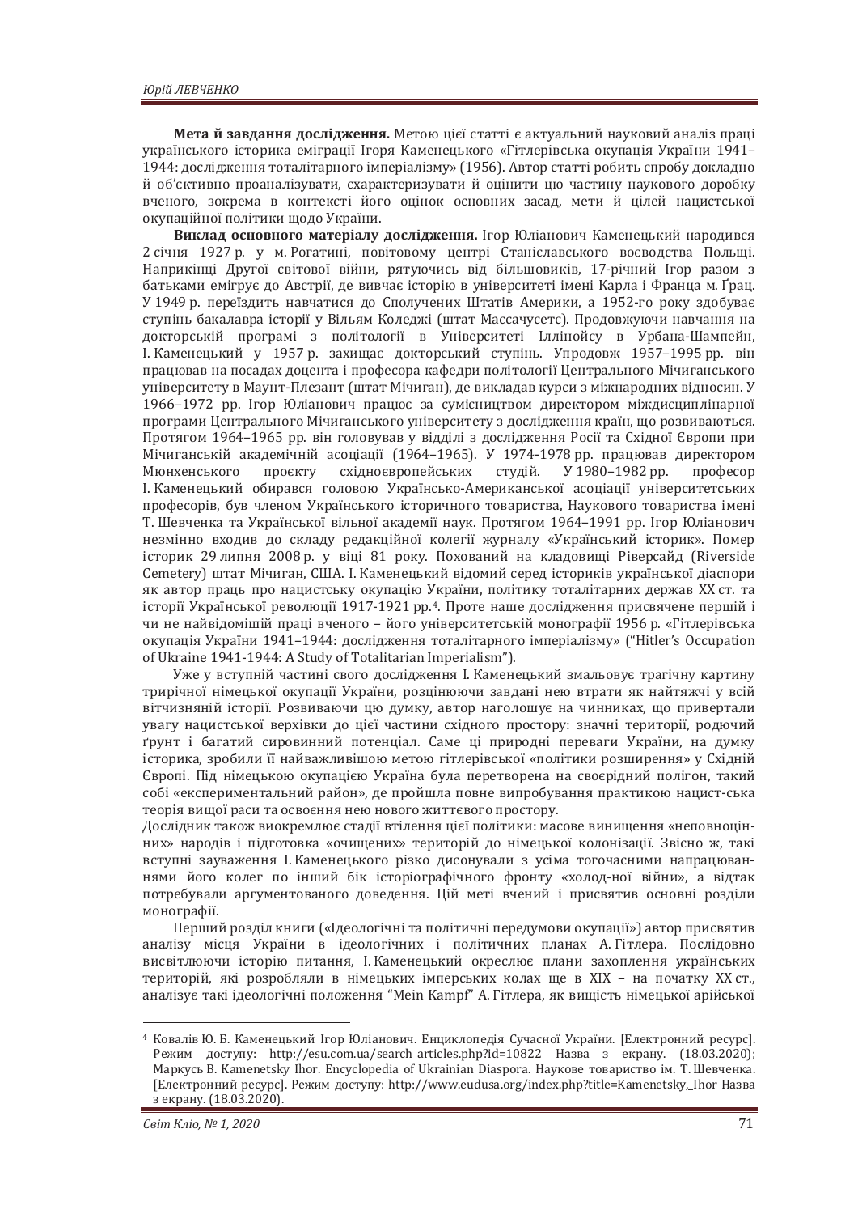**Мета й завдання дослідження.** Метою цієї статті є актуальний науковий аналіз праці українського історика еміграції Ігоря Каменецького «Гітлерівська окупація України 1941–1944: дослідження тоталітарного імперіалізму» (1956). Автор статті робить спробу докладно й об'єктивно проаналізувати, схарактеризувати й оцінити цю частину наукового доробку вченого, зокрема в контексті його оцінок основних засад, мети й цілей нацистської окупаційної політики щодо України.

**Виклад основного матеріалу дослідження.** Ігор Юліанович Каменецький народився 2 січня 1927 р. у м. Рогатині, повітовому центрі Станіславського воєводства Польщі. Наприкінці Другої світової війни, рятуючись від більшовиків, 17-річний Ігор разом з батьками емігрує до Австрії, де вивчає історію в університеті імені Карла і Франца м. Ґрац. У 1949 р. переїздить навчатися до Сполучених Штатів Америки, а 1952-го року здобуває ступінь бакалавра історії у Вільям Коледжі (штат Массачусетс). Продовжуючи навчання на докторській програмі з політології в Університеті Іллінойсу в Урбана-Шампейн, І. Каменецький у 1957 р. захищає докторський ступінь. Упродовж 1957–1995 рр. він працював на посадах доцента і професора кафедри політології Центрального Мічиганського університету в Маунт-Плезант (штат Мічиган), де викладав курси з міжнародних відносин. У 1966–1972 рр. Ігор Юліанович працює за сумісництвом директором міждисциплінарної програми Центрального Мічиганського університету з дослідження країн, що розвиваються. Протягом 1964–1965 рр. він головував у відділі з дослідження Росії та Східної Європи при Мічиганській академічній асоціації (1964–1965). У 1974-1978 рр. працював директором Мюнхенського проєкту східноєвропейських студій. У 1980–1982 рр. професор І. Каменецький обирався головою Українсько-Американської асоціації університетських професорів, був членом Українського історичного товариства, Наукового товариства імені Т. Шевченка та Української вільної академії наук. Протягом 1964–1991 рр. Ігор Юліанович незмінно входив до складу редакційної колегії журналу «Український історик». Помер історик 29 липня 2008 р. у віці 81 року. Похований на кладовищі Ріверсайд (Riverside Cemetery) штат Мічиган, США. І. Каменецький відомий серед істориків української діаспори як автор праць про нацистську окупацію України, політику тоталітарних держав XX ст. та історії Української революції 1917-1921 рр.[4]. Проте наше дослідження присвячене першій і чи не найвідомішій праці вченого – його університетській монографії 1956 р. «Гітлерівська окупація України 1941–1944: дослідження тоталітарного імперіалізму» ("Hitler's Occupation of Ukraine 1941-1944: A Study of Totalitarian Imperialism").

Уже у вступній частині свого дослідження І. Каменецький змальовує трагічну картину трирічної німецької окупації України, розцінюючи завдані нею втрати як найтяжчі у всій вітчизняній історії. Розвиваючи цю думку, автор наголошує на чинниках, що привертали увагу нацистської верхівки до цієї частини східного простору: значні території, родючий ґрунт і багатий сировинний потенціал. Саме ці природні переваги України, на думку історика, зробили її найважливішою метою гітлерівської «політики розширення» у Східній Європі. Під німецькою окупацією Україна була перетворена на своєрідний полігон, такий собі «експериментальний район», де пройшла повне випробування практикою нацист-ська теорія вищої раси та освоєння нею нового життєвого простору.

Дослідник також виокремлює стадії втілення цієї політики: масове винищення «неповноцінних» народів і підготовка «очищених» територій до німецької колонізації. Звісно ж, такі вступні зауваження І. Каменецького різко дисонували з усіма тогочасними напрацюваннями його колег по інший бік історіографічного фронту «холод-ної війни», а відтак потребували аргументованого доведення. Цій меті вчений і присвятив основні розділи монографії.

Перший розділ книги («Ідеологічні та політичні передумови окупації») автор присвятив аналізу місця України в ідеологічних і політичних планах А. Гітлера. Послідовно висвітлюючи історію питання, І. Каменецький окреслює плани захоплення українських територій, які розробляли в німецьких імперських колах ще в XIX – на початку XX ст., аналізує такі ідеологічні положення "Mein Kampf" А. Гітлера, як вищість німецької арійської

---

[4] Ковалів Ю. Б. Каменецький Ігор Юліанович. Енциклопедія Сучасної України. [Електронний ресурс]. Режим доступу: http://esu.com.ua/search_articles.php?id=10822 Назва з екрану. (18.03.2020); Маркусь В. Kamenetsky Ihor. Encyclopedia of Ukrainian Diaspora. Наукове товариство ім. Т. Шевченка. [Електронний ресурс]. Режим доступу: http://www.eudusa.org/index.php?title=Kamenetsky,_Ihor Назва з екрану. (18.03.2020).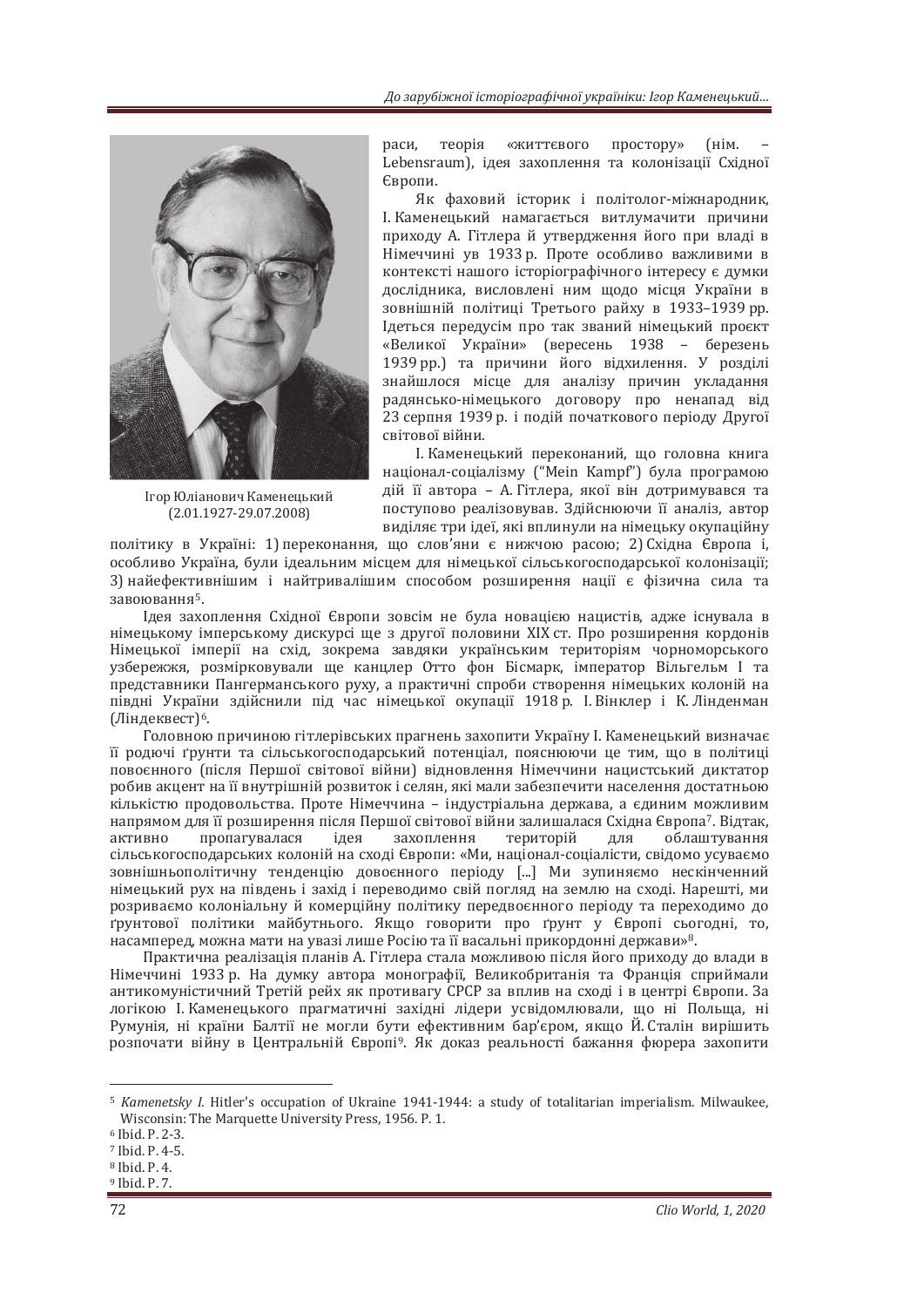Ігор Юліанович Каменецький (2.01.1927-29.07.2008)

раси, теорія «життєвого простору» (нім. – Lebensraum), ідея захоплення та колонізації Східної Європи.

Як фаховий історик і політолог-міжнародник, І. Каменецький намагається витлумачити причини приходу А. Гітлера й утвердження його при владі в Німеччині ув 1933 р. Проте особливо важливими в контексті нашого історіографічного інтересу є думки дослідника, висловлені ним щодо місця України в зовнішній політиці Третього райху в 1933–1939 рр. Ідеться передусім про так званий німецький проєкт «Великої України» (вересень 1938 – березень 1939 рр.) та причини його відхилення. У розділі знайшлося місце для аналізу причин укладання радянсько-німецького договору про ненапад від 23 серпня 1939 р. і подій початкового періоду Другої світової війни.

І. Каменецький переконаний, що головна книга націонал-соціалізму ("Mein Kampf") була програмою дій її автора – А. Гітлера, якої він дотримувався та поступово реалізовував. Здійснюючи її аналіз, автор виділяє три ідеї, які вплинули на німецьку окупаційну політику в Україні: 1) переконання, що слов'яни є нижчою расою; 2) Східна Європа і, особливо Україна, були ідеальним місцем для німецької сільськогосподарської колонізації; 3) найефективнішим і найтривалішим способом розширення нації є фізична сила та завоювання[5].

Ідея захоплення Східної Європи зовсім не була новацією нацистів, адже існувала в німецькому імперському дискурсі ще з другої половини ХІХ ст. Про розширення кордонів Німецької імперії на схід, зокрема завдяки українським територіям чорноморського узбережжя, розмірковували ще канцлер Отто фон Бісмарк, імператор Вільгельм І та представники Пангерманського руху, а практичні спроби створення німецьких колоній на півдні України здійснили під час німецької окупації 1918 р. І. Вінклер і К. Лінденман (Ліндеквест)[6].

Головною причиною гітлерівських прагнень захопити Україну І. Каменецький визначає її родючі ґрунти та сільськогосподарський потенціал, пояснюючи це тим, що в політиці повоєнного (після Першої світової війни) відновлення Німеччини нацистський диктатор робив акцент на її внутрішній розвиток і селян, які мали забезпечити населення достатньою кількістю продовольства. Проте Німеччина – індустріальна держава, а єдиним можливим напрямом для її розширення після Першої світової війни залишалася Східна Європа[7]. Відтак, активно пропагувалася ідея захоплення територій для облаштування сільськогосподарських колоній на сході Європи: «Ми, націонал-соціалісти, свідомо усуваємо зовнішньополітичну тенденцію довоєнного періоду [...] Ми зупиняємо нескінченний німецький рух на південь і захід і переводимо свій погляд на землю на сході. Нарешті, ми розриваємо колоніальну й комерційну політику передвоєнного періоду та переходимо до ґрунтової політики майбутнього. Якщо говорити про ґрунт у Європі сьогодні, то, насамперед, можна мати на увазі лише Росію та її васальні прикордонні держави»[8].

Практична реалізація планів А. Гітлера стала можливою після його приходу до влади в Німеччині 1933 р. На думку автора монографії, Великобританія та Франція сприймали антикомуністичний Третій рейх як противагу СРСР за вплив на сході і в центрі Європи. За логікою І. Каменецького прагматичні західні лідери усвідомлювали, що ні Польща, ні Румунія, ні країни Балтії не могли бути ефективним бар'єром, якщо Й. Сталін вирішить розпочати війну в Центральній Європі[9]. Як доказ реальності бажання фюрера захопити

---

[5] *Kamenetsky I.* Hitler's occupation of Ukraine 1941-1944: a study of totalitarian imperialism. Milwaukee, Wisconsin: The Marquette University Press, 1956. P. 1.

[6] Ibid. P. 2-3.

[7] Ibid. P. 4-5.

[8] Ibid. P. 4.

[9] Ibid. P. 7.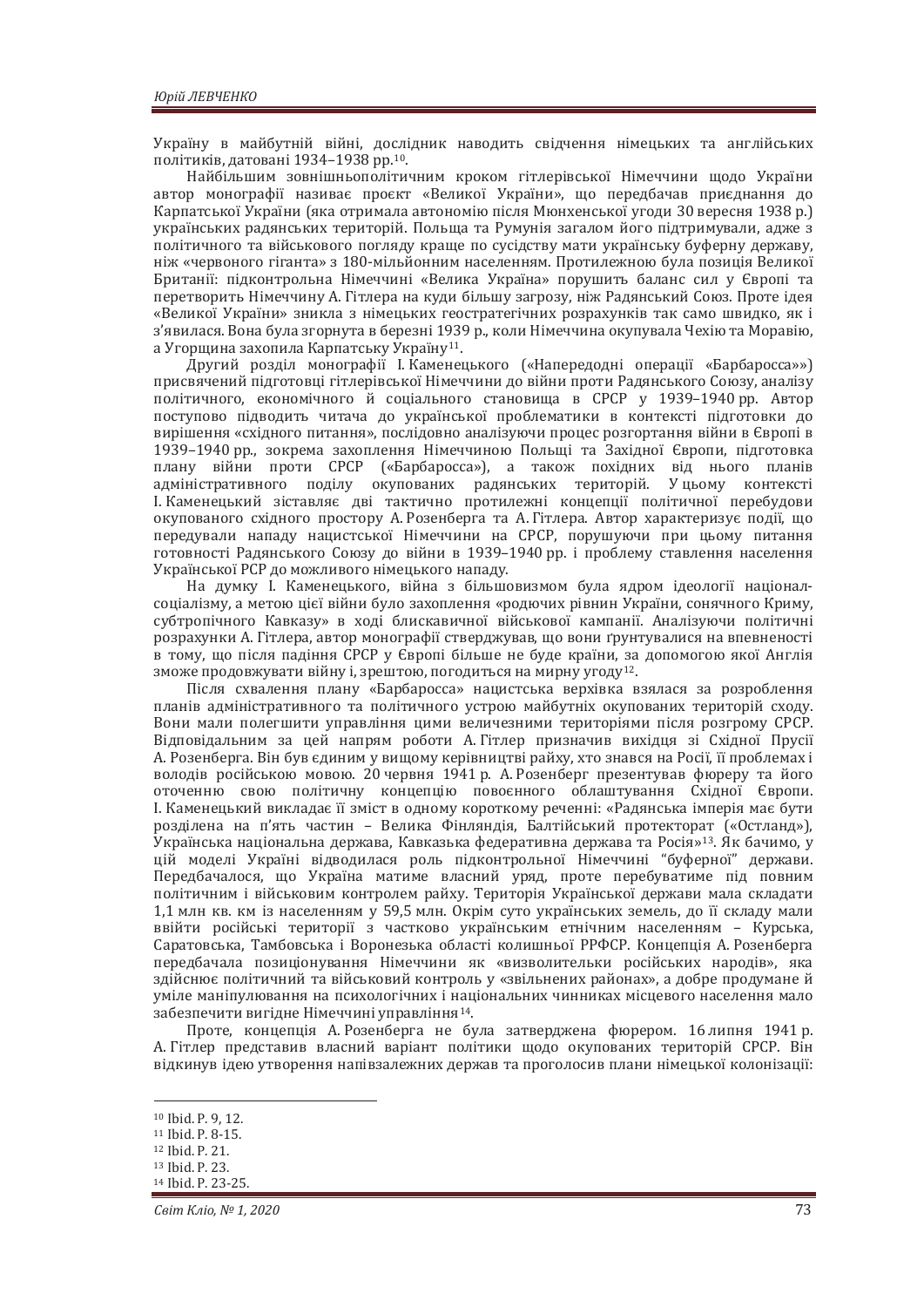Україну в майбутній війні, дослідник наводить свідчення німецьких та англійських політиків, датовані 1934–1938 рр.[10].

Найбільшим зовнішньополітичним кроком гітлерівської Німеччини щодо України автор монографії називає проєкт «Великої України», що передбачав приєднання до Карпатської України (яка отримала автономію після Мюнхенської угоди 30 вересня 1938 р.) українських радянських територій. Польща та Румунія загалом його підтримували, адже з політичного та військового погляду краще по сусідству мати українську буферну державу, ніж «червоного гіганта» з 180-мільйонним населенням. Протилежною була позиція Великої Британії: підконтрольна Німеччині «Велика Україна» порушить баланс сил у Європі та перетворить Німеччину А. Гітлера на куди більшу загрозу, ніж Радянський Союз. Проте ідея «Великої України» зникла з німецьких геостратегічних розрахунків так само швидко, як і з'явилася. Вона була згорнута в березні 1939 р., коли Німеччина окупувала Чехію та Моравію, а Угорщина захопила Карпатську Україну[11].

Другий розділ монографії І. Каменецького («Напередодні операції «Барбаросса»») присвячений підготовці гітлерівської Німеччини до війни проти Радянського Союзу, аналізу політичного, економічного й соціального становища в СРСР у 1939–1940 рр. Автор поступово підводить читача до української проблематики в контексті підготовки до вирішення «східного питання», послідовно аналізуючи процес розгортання війни в Європі в 1939–1940 рр., зокрема захоплення Німеччиною Польщі та Західної Європи, підготовка плану війни проти СРСР («Барбаросса»), а також похідних від нього планів адміністративного поділу окупованих радянських територій. У цьому контексті І. Каменецький зіставляє дві тактично протилежні концепції політичної перебудови окупованого східного простору А. Розенберга та А. Гітлера. Автор характеризує події, що передували нападу нацистської Німеччини на СРСР, порушуючи при цьому питання готовності Радянського Союзу до війни в 1939–1940 рр. і проблему ставлення населення Української РСР до можливого німецького нападу.

На думку І. Каменецького, війна з більшовизмом була ядром ідеології націонал-соціалізму, а метою цієї війни було захоплення «родючих рівнин України, сонячного Криму, субтропічного Кавказу» в ході блискавичної військової кампанії. Аналізуючи політичні розрахунки А. Гітлера, автор монографії стверджував, що вони ґрунтувалися на впевненості в тому, що після падіння СРСР у Європі більше не буде країни, за допомогою якої Англія зможе продовжувати війну і, зрештою, погодиться на мирну угоду[12].

Після схвалення плану «Барбаросса» нацистська верхівка взялася за розроблення планів адміністративного та політичного устрою майбутніх окупованих територій сходу. Вони мали полегшити управління цими величезними територіями після розгрому СРСР. Відповідальним за цей напрям роботи А. Гітлер призначив вихідця зі Східної Прусії А. Розенберга. Він був єдиним у вищому керівництві райху, хто знався на Росії, її проблемах і володів російською мовою. 20 червня 1941 р. А. Розенберг презентував фюреру та його оточенню свою політичну концепцію повоєнного облаштування Східної Європи. І. Каменецький викладає її зміст в одному короткому реченні: «Радянська імперія має бути розділена на п'ять частин – Велика Фінляндія, Балтійський протекторат («Остланд»), Українська національна держава, Кавказька федеративна держава та Росія»[13]. Як бачимо, у цій моделі Україні відводилася роль підконтрольної Німеччині "буферної" держави. Передбачалося, що Україна матиме власний уряд, проте перебуватиме під повним політичним і військовим контролем райху. Територія Української держави мала складати 1,1 млн кв. км із населенням у 59,5 млн. Окрім суто українських земель, до її складу мали ввійти російські території з частково українським етнічним населенням – Курська, Саратовська, Тамбовська і Воронезька області колишньої РРФСР. Концепція А. Розенберга передбачала позиціонування Німеччини як «визволительки російських народів», яка здійснює політичний та військовий контроль у «звільнених районах», а добре продумане й уміле маніпулювання на психологічних і національних чинниках місцевого населення мало забезпечити вигідне Німеччині управління[14].

Проте, концепція А. Розенберга не була затверджена фюрером. 16 липня 1941 р. А. Гітлер представив власний варіант політики щодо окупованих територій СРСР. Він відкинув ідею утворення напівзалежних держав та проголосив плани німецької колонізації:

---

[10] Ibid. P. 9, 12.
[11] Ibid. P. 8-15.
[12] Ibid. P. 21.
[13] Ibid. P. 23.
[14] Ibid. P. 23-25.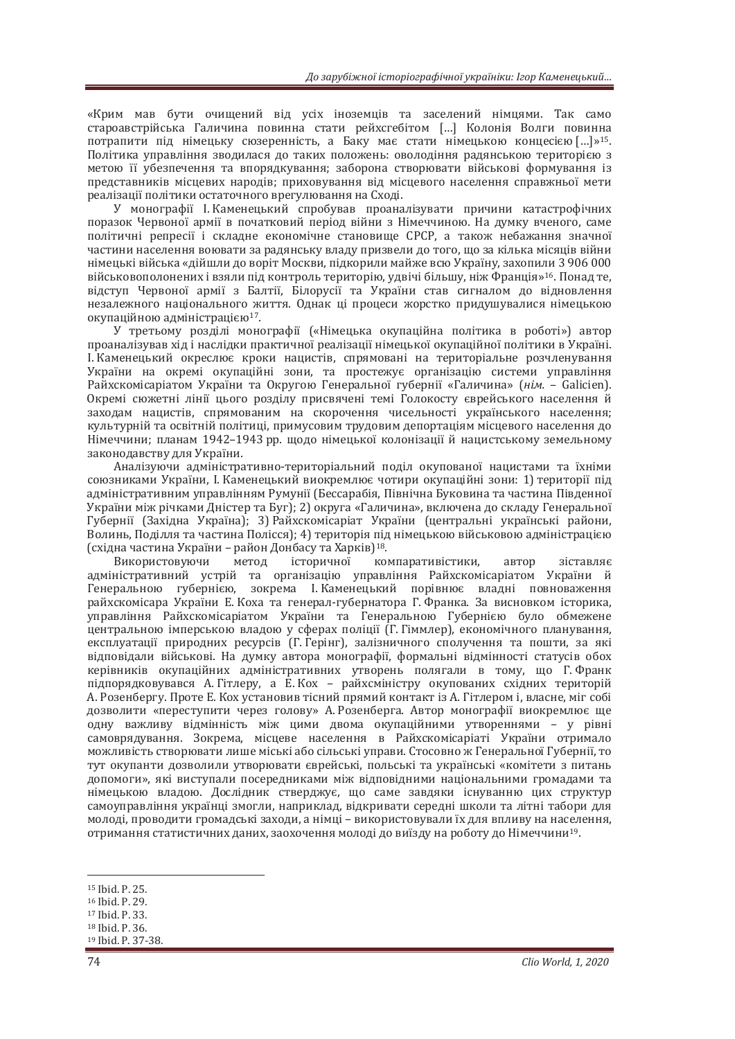«Крим мав бути очищений від усіх іноземців та заселений німцями. Так само староавстрійська Галичина повинна стати рейхсгебітом […] Колонія Волги повинна потрапити під німецьку сюзеренність, а Баку має стати німецькою концесією […]»[15]. Політика управління зводилася до таких положень: оволодіння радянською територією з метою її убезпечення та впорядкування; заборона створювати військові формування із представників місцевих народів; приховування від місцевого населення справжньої мети реалізації політики остаточного врегулювання на Сході.

У монографії І. Каменецький спробував проаналізувати причини катастрофічних поразок Червоної армії в початковий період війни з Німеччиною. На думку вченого, саме політичні репресії і складне економічне становище СРСР, а також небажання значної частини населення воювати за радянську владу призвели до того, що за кілька місяців війни німецькі війська «дійшли до воріт Москви, підкорили майже всю Україну, захопили 3 906 000 військовополонених і взяли під контроль територію, удвічі більшу, ніж Франція»[16]. Понад те, відступ Червоної армії з Балтії, Білорусії та України став сигналом до відновлення незалежного національного життя. Однак ці процеси жорстко придушувалися німецькою окупаційною адміністрацією[17].

У третьому розділі монографії («Німецька окупаційна політика в роботі») автор проаналізував хід і наслідки практичної реалізації німецької окупаційної політики в Україні. І. Каменецький окреслює кроки нацистів, спрямовані на територіальне розчленування України на окремі окупаційні зони, та простежує організацію системи управління Райхскомісаріатом України та Округою Генеральної губернії «Галичина» (*нім.* – Galicien). Окремі сюжетні лінії цього розділу присвячені темі Голокосту єврейського населення й заходам нацистів, спрямованим на скорочення чисельності українського населення; культурній та освітній політиці, примусовим трудовим депортаціям місцевого населення до Німеччини; планам 1942–1943 рр. щодо німецької колонізації й нацистському земельному законодавству для України.

Аналізуючи адміністративно-територіальний поділ окупованої нацистами та їхніми союзниками України, І. Каменецький виокремлює чотири окупаційні зони: 1) території під адміністративним управлінням Румунії (Бессарабія, Північна Буковина та частина Південної України між річками Дністер та Буг); 2) округа «Галичина», включена до складу Генеральної Губернії (Західна Україна); 3) Райхскомісаріат України (центральні українські райони, Волинь, Поділля та частина Полісся); 4) територія під німецькою військовою адміністрацією (східна частина України – район Донбасу та Харків)[18].

Використовуючи метод історичної компаративістики, автор зіставляє адміністративний устрій та організацію управління Райхскомісаріатом України й Генеральною губернією, зокрема І. Каменецький порівнює владні повноваження райхскомісара України Е. Коха та генерал-губернатора Г. Франка. За висновком історика, управління Райхскомісаріатом України та Генеральною Губернією було обмежене центральною імперською владою у сферах поліції (Г. Гіммлер), економічного планування, експлуатації природних ресурсів (Г. Герінг), залізничного сполучення та пошти, за які відповідали військові. На думку автора монографії, формальні відмінності статусів обох керівників окупаційних адміністративних утворень полягали в тому, що Г. Франк підпорядковувався А. Гітлеру, а Е. Кох – райхсміністру окупованих східних територій А. Розенбергу. Проте Е. Кох установив тісний прямий контакт із А. Гітлером і, власне, міг собі дозволити «переступити через голову» А. Розенберга. Автор монографії виокремлює ще одну важливу відмінність між цими двома окупаційними утвореннями – у рівні самоврядування. Зокрема, місцеве населення в Райхскомісаріаті України отримало можливість створювати лише міські або сільські управи. Стосовно ж Генеральної Губернії, то тут окупанти дозволили утворювати єврейські, польські та українські «комітети з питань допомоги», які виступали посередниками між відповідними національними громадами та німецькою владою. Дослідник стверджує, що саме завдяки існуванню цих структур самоуправління українці змогли, наприклад, відкривати середні школи та літні табори для молоді, проводити громадські заходи, а німці – використовували їх для впливу на населення, отримання статистичних даних, заохочення молоді до виїзду на роботу до Німеччини[19].

---

[15] Ibid. P. 25.
[16] Ibid. P. 29.
[17] Ibid. P. 33.
[18] Ibid. P. 36.
[19] Ibid. P. 37-38.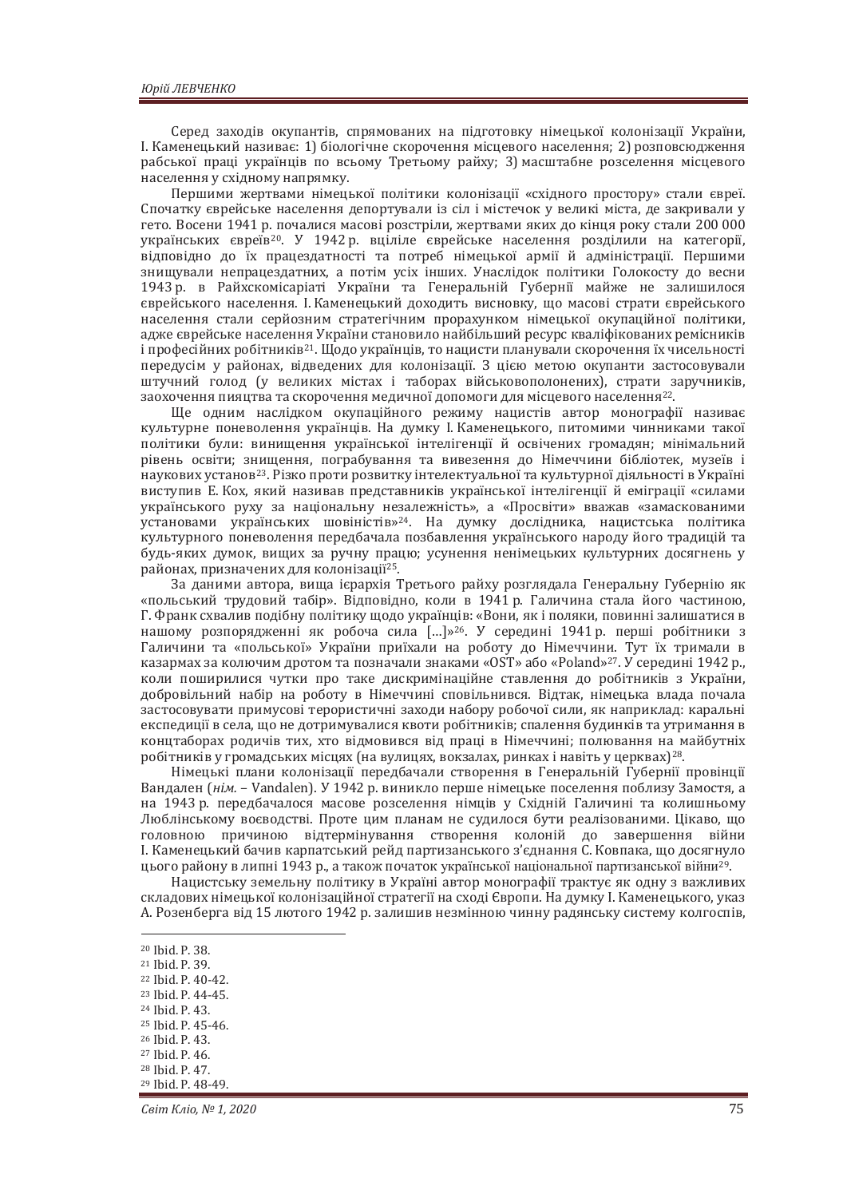Серед заходів окупантів, спрямованих на підготовку німецької колонізації України, І. Каменецький називає: 1) біологічне скорочення місцевого населення; 2) розповсюдження рабської праці українців по всьому Третьому райху; 3) масштабне розселення місцевого населення у східному напрямку.

Першими жертвами німецької політики колонізації «східного простору» стали євреї. Спочатку єврейське населення депортували із сіл і містечок у великі міста, де закривали у гето. Восени 1941 р. почалися масові розстріли, жертвами яких до кінця року стали 200 000 українських євреїв[20]. У 1942 р. вцілілє єврейське населення розділили на категорії, відповідно до їх працездатності та потреб німецької армії й адміністрації. Першими знищували непрацездатних, а потім усіх інших. Унаслідок політики Голокосту до весни 1943 р. в Райхскомісаріаті України та Генеральній Губернії майже не залишилося єврейського населення. І. Каменецький доходить висновку, що масові страти єврейського населення стали серйозним стратегічним прорахунком німецької окупаційної політики, адже єврейське населення України становило найбільший ресурс кваліфікованих ремісників і професійних робітників[21]. Щодо українців, то нацисти планували скорочення їх чисельності передусім у районах, відведених для колонізації. З цією метою окупанти застосовували штучний голод (у великих містах і таборах військовополонених), страти заручників, заохочення пияцтва та скорочення медичної допомоги для місцевого населення[22].

Ще одним наслідком окупаційного режиму нацистів автор монографії називає культурне поневолення українців. На думку І. Каменецького, питомими чинниками такої політики були: винищення української інтелігенції й освічених громадян; мінімальний рівень освіти; знищення, пограбування та вивезення до Німеччини бібліотек, музеїв і наукових установ[23]. Різко проти розвитку інтелектуальної та культурної діяльності в Україні виступив Е. Кох, який називав представників української інтелігенції й еміграції «силами українського руху за національну незалежність», а «Просвіти» вважав «замаскованими установами українських шовіністів»[24]. На думку дослідника, нацистська політика культурного поневолення передбачала позбавлення українського народу його традицій та будь-яких думок, вищих за ручну працю; усунення ненімецьких культурних досягнень у районах, призначених для колонізації[25].

За даними автора, вища ієрархія Третього райху розглядала Генеральну Губернію як «польський трудовий табір». Відповідно, коли в 1941 р. Галичина стала його частиною, Г. Франк схвалив подібну політику щодо українців: «Вони, як і поляки, повинні залишатися в нашому розпорядженні як робоча сила […]»[26]. У середині 1941 р. перші робітники з Галичини та «польської» України приїхали на роботу до Німеччини. Тут їх тримали в казармах за колючим дротом та позначали знаками «OST» або «Poland»[27]. У середині 1942 р., коли поширилися чутки про таке дискримінаційне ставлення до робітників з України, добровільний набір на роботу в Німеччині сповільнився. Відтак, німецька влада почала застосовувати примусові терористичні заходи набору робочої сили, як наприклад: каральні експедиції в села, що не дотримувалися квоти робітників; спалення будинків та утримання в концтаборах родичів тих, хто відмовився від праці в Німеччині; полювання на майбутніх робітників у громадських місцях (на вулицях, вокзалах, ринках і навіть у церквах)[28].

Німецькі плани колонізації передбачали створення в Генеральній Губернії провінції Вандален (*нім.* – Vandalen). У 1942 р. виникло перше німецьке поселення поблизу Замостя, а на 1943 р. передбачалося масове розселення німців у Східній Галичині та колишньому Люблінському воєводстві. Проте цим планам не судилося бути реалізованими. Цікаво, що головною причиною відтермінування створення колоній до завершення війни І. Каменецький бачив карпатський рейд партизанського з'єднання С. Ковпака, що досягнуло цього району в липні 1943 р., а також початок української національної партизанської війни[29].

Нацистську земельну політику в Україні автор монографії трактує як одну з важливих складових німецької колонізаційної стратегії на сході Європи. На думку І. Каменецького, указ А. Розенберга від 15 лютого 1942 р. залишив незмінною чинну радянську систему колгоспів,

---

[20] Ibid. P. 38.
[21] Ibid. P. 39.
[22] Ibid. P. 40-42.
[23] Ibid. P. 44-45.
[24] Ibid. P. 43.
[25] Ibid. P. 45-46.
[26] Ibid. P. 43.
[27] Ibid. P. 46.
[28] Ibid. P. 47.
[29] Ibid. P. 48-49.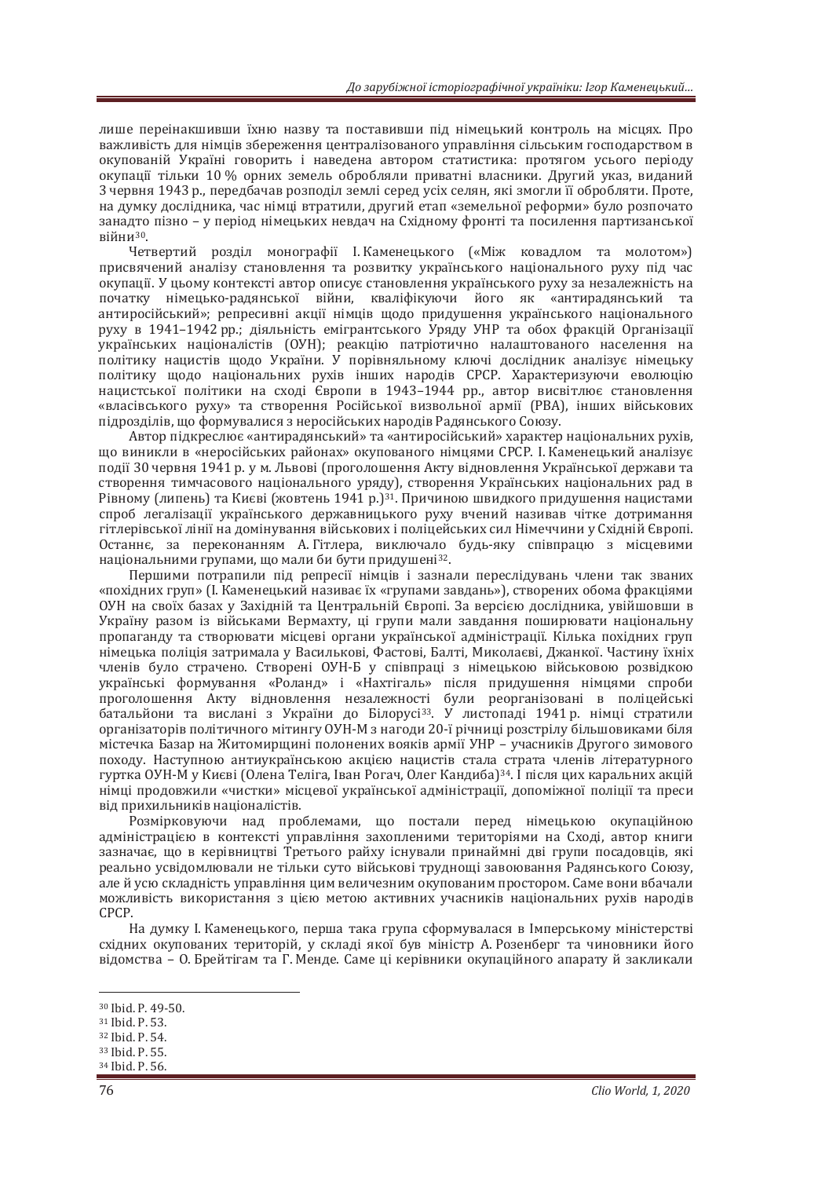лише переінакшивши їхню назву та поставивши під німецький контроль на місцях. Про важливість для німців збереження централізованого управління сільським господарством в окупованій Україні говорить і наведена автором статистика: протягом усього періоду окупації тільки 10 % орних земель обробляли приватні власники. Другий указ, виданий 3 червня 1943 р., передбачав розподіл землі серед усіх селян, які змогли її обробляти. Проте, на думку дослідника, час німці втратили, другий етап «земельної реформи» було розпочато занадто пізно – у період німецьких невдач на Східному фронті та посилення партизанської війни[30].

Четвертий розділ монографії І. Каменецького («Між ковадлом та молотом») присвячений аналізу становлення та розвитку українського національного руху під час окупації. У цьому контексті автор описує становлення українського руху за незалежність на початку німецько-радянської війни, кваліфікуючи його як «антирадянський та антиросійський»; репресивні акції німців щодо придушення українського національного руху в 1941–1942 рр.; діяльність емігрантського Уряду УНР та обох фракцій Організації українських націоналістів (ОУН); реакцію патріотично налаштованого населення на політику нацистів щодо України. У порівняльному ключі дослідник аналізує німецьку політику щодо національних рухів інших народів СРСР. Характеризуючи еволюцію нацистської політики на сході Європи в 1943–1944 рр., автор висвітлює становлення «власівського руху» та створення Російської визвольної армії (РВА), інших військових підрозділів, що формувалися з неросійських народів Радянського Союзу.

Автор підкреслює «антирадянський» та «антиросійський» характер національних рухів, що виникли в «неросійських районах» окупованого німцями СРСР. І. Каменецький аналізує події 30 червня 1941 р. у м. Львові (проголошення Акту відновлення Української держави та створення тимчасового національного уряду), створення Українських національних рад в Рівному (липень) та Києві (жовтень 1941 р.)[31]. Причиною швидкого придушення нацистами спроб легалізації українського державницького руху вчений називав чітке дотримання гітлерівської лінії на домінування військових і поліцейських сил Німеччини у Східній Європі. Останнє, за переконанням А. Гітлера, виключало будь-яку співпрацю з місцевими національними групами, що мали би бути придушені[32].

Першими потрапили під репресії німців і зазнали переслідувань члени так званих «похідних груп» (І. Каменецький називає їх «групами завдань»), створених обома фракціями ОУН на своїх базах у Західній та Центральній Європі. За версією дослідника, увійшовши в Україну разом із військами Вермахту, ці групи мали завдання поширювати національну пропаганду та створювати місцеві органи української адміністрації. Кілька похідних груп німецька поліція затримала у Василькові, Фастові, Балті, Миколаєві, Джанкої. Частину їхніх членів було страчено. Створені ОУН-Б у співпраці з німецькою військовою розвідкою українські формування «Роланд» і «Нахтігаль» після придушення німцями спроби проголошення Акту відновлення незалежності були реорганізовані в поліцейські батальйони та вислані з України до Білорусі[33]. У листопаді 1941 р. німці стратили організаторів політичного мітингу ОУН-М з нагоди 20-ї річниці розстрілу більшовиками біля містечка Базар на Житомирщині полонених вояків армії УНР – учасників Другого зимового походу. Наступною антиукраїнською акцією нацистів стала страта членів літературного гуртка ОУН-М у Києві (Олена Теліга, Іван Рогач, Олег Кандиба)[34]. І після цих каральних акцій німці продовжили «чистки» місцевої української адміністрації, допоміжної поліції та преси від прихильників націоналістів.

Розмірковуючи над проблемами, що постали перед німецькою окупаційною адміністрацією в контексті управління захопленими територіями на Сході, автор книги зазначає, що в керівництві Третього райху існували принаймні дві групи посадовців, які реально усвідомлювали не тільки суто військові труднощі завоювання Радянського Союзу, але й усю складність управління цим величезним окупованим простором. Саме вони вбачали можливість використання з цією метою активних учасників національних рухів народів СРСР.

На думку І. Каменецького, перша така група сформувалася в Імперському міністерстві східних окупованих територій, у складі якої був міністр А. Розенберг та чиновники його відомства – О. Брейтігам та Г. Менде. Саме ці керівники окупаційного апарату й закликали

---

[30] Ibid. P. 49-50.
[31] Ibid. P. 53.
[32] Ibid. P. 54.
[33] Ibid. P. 55.
[34] Ibid. P. 56.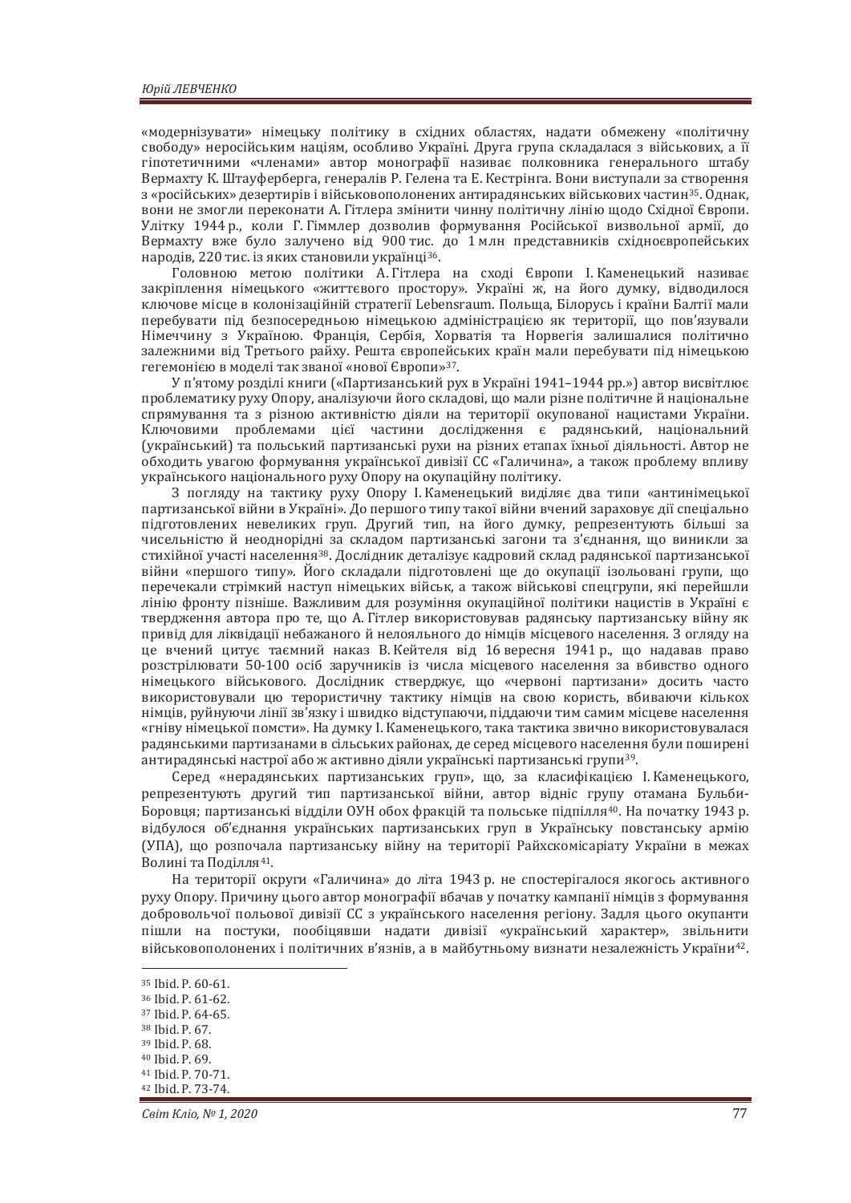«модернізувати» німецьку політику в східних областях, надати обмежену «політичну свободу» неросійським націям, особливо Україні. Друга група складалася з військових, а її гіпотетичними «членами» автор монографії називає полковника генерального штабу Вермахту К. Штауферберга, генералів Р. Гелена та Е. Кестрінга. Вони виступали за створення з «російських» дезертирів і військовополонених антирадянських військових частин[35]. Однак, вони не змогли переконати А. Гітлера змінити чинну політичну лінію щодо Східної Європи. Улітку 1944 р., коли Г. Гіммлер дозволив формування Російської визвольної армії, до Вермахту вже було залучено від 900 тис. до 1 млн представників східноєвропейських народів, 220 тис. із яких становили українці[36].

Головною метою політики А. Гітлера на сході Європи І. Каменецький називає закріплення німецького «життєвого простору». Україні ж, на його думку, відводилося ключове місце в колонізаційній стратегії Lebensraum. Польща, Білорусь і країни Балтії мали перебувати під безпосередньою німецькою адміністрацією як території, що пов'язували Німеччину з Україною. Франція, Сербія, Хорватія та Норвегія залишалися політично залежними від Третього райху. Решта європейських країн мали перебувати під німецькою гегемонією в моделі так званої «нової Європи»[37].

У п'ятому розділі книги («Партизанський рух в Україні 1941–1944 рр.») автор висвітлює проблематику руху Опору, аналізуючи його складові, що мали різне політичне й національне спрямування та з різною активністю діяли на території окупованої нацистами України. Ключовими проблемами цієї частини дослідження є радянський, національний (український) та польський партизанські рухи на різних етапах їхньої діяльності. Автор не обходить увагою формування української дивізії СС «Галичина», а також проблему впливу українського національного руху Опору на окупаційну політику.

З погляду на тактику руху Опору І. Каменецький виділяє два типи «антинімецької партизанської війни в Україні». До першого типу такої війни вчений зараховує дії спеціально підготовлених невеликих груп. Другий тип, на його думку, репрезентують більші за чисельністю й неоднорідні за складом партизанські загони та з'єднання, що виникли за стихійної участі населення[38]. Дослідник деталізує кадровий склад радянської партизанської війни «першого типу». Його складали підготовлені ще до окупації ізольовані групи, що перечекали стрімкий наступ німецьких військ, а також військові спецгрупи, які перейшли лінію фронту пізніше. Важливим для розуміння окупаційної політики нацистів в Україні є твердження автора про те, що А. Гітлер використовував радянську партизанську війну як привід для ліквідації небажаного й нелояльного до німців місцевого населення. З огляду на це вчений цитує таємний наказ В. Кейтеля від 16 вересня 1941 р., що надавав право розстрілювати 50-100 осіб заручників із числа місцевого населення за вбивство одного німецького військового. Дослідник стверджує, що «червоні партизани» досить часто використовували цю терористичну тактику німців на свою користь, вбиваючи кількох німців, руйнуючи лінії зв'язку і швидко відступаючи, піддаючи тим самим місцеве населення «гніву німецької помсти». На думку І. Каменецького, така тактика звично використовувалася радянськими партизанами в сільських районах, де серед місцевого населення були поширені антирадянські настрої або ж активно діяли українські партизанські групи[39].

Серед «нерадянських партизанських груп», що, за класифікацією І. Каменецького, репрезентують другий тип партизанської війни, автор відніс групу отамана Бульби-Боровця; партизанські відділи ОУН обох фракцій та польське підпілля[40]. На початку 1943 р. відбулося об'єднання українських партизанських груп в Українську повстанську армію (УПА), що розпочала партизанську війну на території Райхскомісаріату України в межах Волині та Поділля[41].

На території округи «Галичина» до літа 1943 р. не спостерігалося якогось активного руху Опору. Причину цього автор монографії вбачав у початку кампанії німців з формування добровольчої польової дивізії СС з українського населення регіону. Задля цього окупанти пішли на поступки, пообіцявши надати дивізії «український характер», звільнити військовополонених і політичних в'язнів, а в майбутньому визнати незалежність України[42].

---

[35] Ibid. P. 60-61.
[36] Ibid. P. 61-62.
[37] Ibid. P. 64-65.
[38] Ibid. P. 67.
[39] Ibid. P. 68.
[40] Ibid. P. 69.
[41] Ibid. P. 70-71.
[42] Ibid. P. 73-74.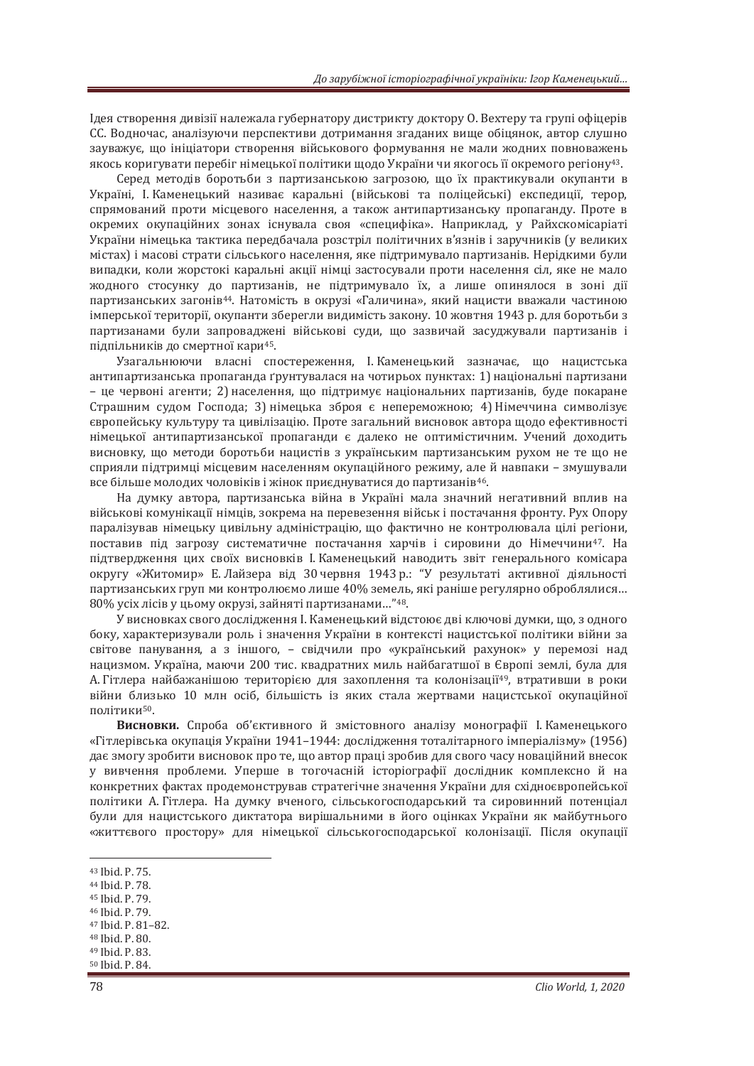Ідея створення дивізії належала губернатору дистрикту доктору О. Вехтеру та групі офіцерів СС. Водночас, аналізуючи перспективи дотримання згаданих вище обіцянок, автор слушно зауважує, що ініціатори створення військового формування не мали жодних повноважень якось коригувати перебіг німецької політики щодо України чи якогось її окремого регіону[43].

Серед методів боротьби з партизанською загрозою, що їх практикували окупанти в Україні, І. Каменецький називає каральні (військові та поліцейські) експедиції, терор, спрямований проти місцевого населення, а також антипартизанську пропаганду. Проте в окремих окупаційних зонах існувала своя «специфіка». Наприклад, у Райхскомісаріаті України німецька тактика передбачала розстріл політичних в'язнів і заручників (у великих містах) і масові страти сільського населення, яке підтримувало партизанів. Нерідкими були випадки, коли жорстокі каральні акції німці застосували проти населення сіл, яке не мало жодного стосунку до партизанів, не підтримувало їх, а лише опинялося в зоні дії партизанських загонів[44]. Натомість в окрузі «Галичина», який нацисти вважали частиною імперської території, окупанти зберегли видимість закону. 10 жовтня 1943 р. для боротьби з партизанами були запроваджені військові суди, що зазвичай засуджували партизанів і підпільників до смертної кари[45].

Узагальнюючи власні спостереження, І. Каменецький зазначає, що нацистська антипартизанська пропаганда ґрунтувалася на чотирьох пунктах: 1) національні партизани – це червоні агенти; 2) населення, що підтримує національних партизанів, буде покаране Страшним судом Господа; 3) німецька зброя є непереможною; 4) Німеччина символізує європейську культуру та цивілізацію. Проте загальний висновок автора щодо ефективності німецької антипартизанської пропаганди є далеко не оптимістичним. Учений доходить висновку, що методи боротьби нацистів з українським партизанським рухом не те що не сприяли підтримці місцевим населенням окупаційного режиму, але й навпаки – змушували все більше молодих чоловіків і жінок приєднуватися до партизанів[46].

На думку автора, партизанська війна в Україні мала значний негативний вплив на військові комунікації німців, зокрема на перевезення військ і постачання фронту. Рух Опору паралізував німецьку цивільну адміністрацію, що фактично не контролювала цілі регіони, поставив під загрозу систематичне постачання харчів і сировини до Німеччини[47]. На підтвердження цих своїх висновків І. Каменецький наводить звіт генерального комісара округу «Житомир» Е. Лайзера від 30 червня 1943 р.: "У результаті активної діяльності партизанських груп ми контролюємо лише 40% земель, які раніше регулярно оброблялися… 80% усіх лісів у цьому окрузі, зайняті партизанами…"[48].

У висновках свого дослідження І. Каменецький відстоює дві ключові думки, що, з одного боку, характеризували роль і значення України в контексті нацистської політики війни за світове панування, а з іншого, – свідчили про «український рахунок» у перемозі над нацизмом. Україна, маючи 200 тис. квадратних миль найбагатшої в Європі землі, була для А. Гітлера найбажанішою територією для захоплення та колонізації[49], втративши в роки війни близько 10 млн осіб, більшість із яких стала жертвами нацистської окупаційної політики[50].

**Висновки.** Спроба об'єктивного й змістовного аналізу монографії І. Каменецького «Гітлерівська окупація України 1941–1944: дослідження тоталітарного імперіалізму» (1956) дає змогу зробити висновок про те, що автор праці зробив для свого часу новаційний внесок у вивчення проблеми. Уперше в тогочасній історіографії дослідник комплексно й на конкретних фактах продемонстрував стратегічне значення України для східноєвропейської політики А. Гітлера. На думку вченого, сільськогосподарський та сировинний потенціал були для нацистського диктатора вирішальними в його оцінках України як майбутнього «життєвого простору» для німецької сільськогосподарської колонізації. Після окупації

---

[43] Ibid. P. 75.
[44] Ibid. P. 78.
[45] Ibid. P. 79.
[46] Ibid. P. 79.
[47] Ibid. P. 81–82.
[48] Ibid. P. 80.
[49] Ibid. P. 83.
[50] Ibid. P. 84.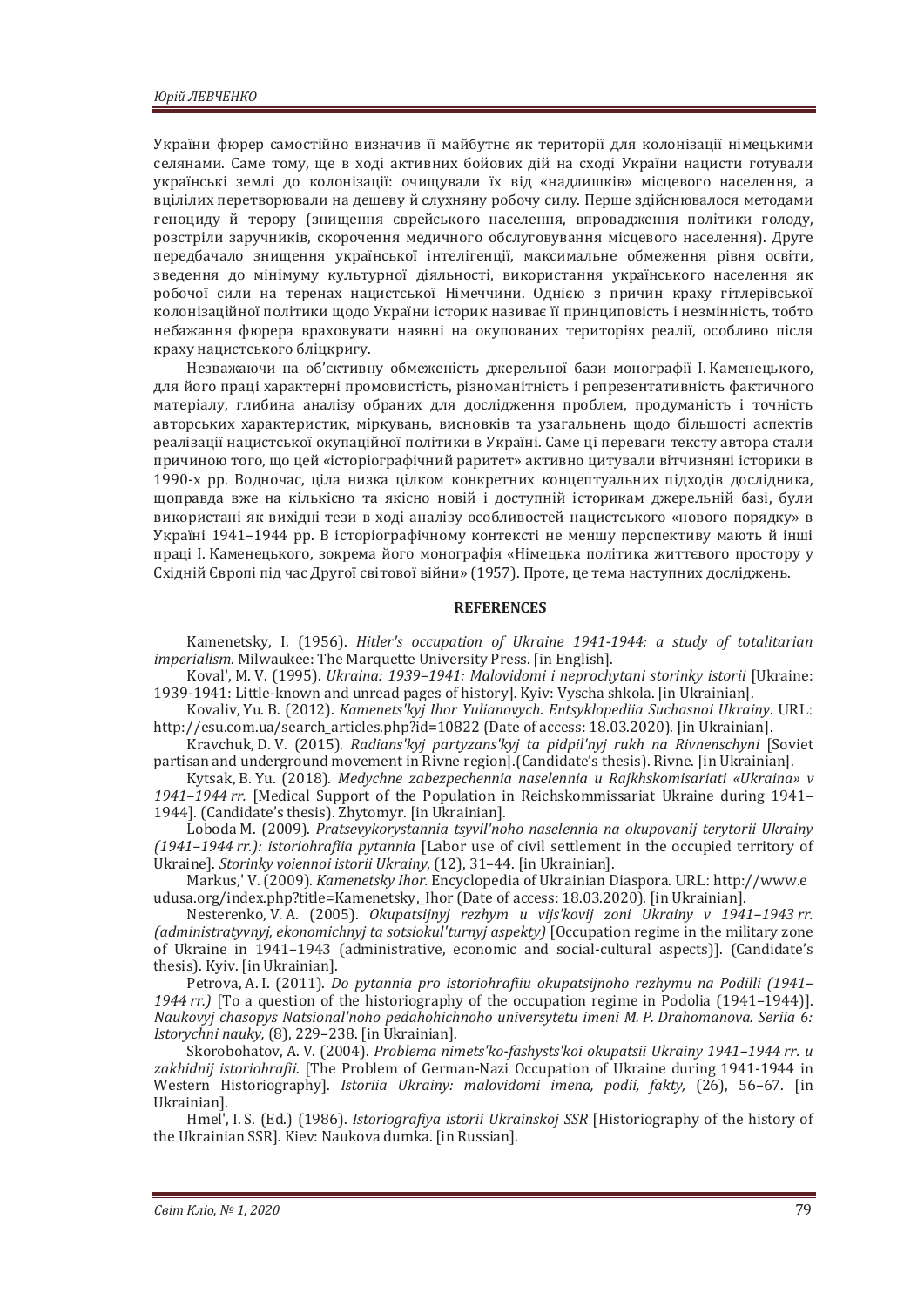України фюрер самостійно визначив її майбутнє як території для колонізації німецькими селянами. Саме тому, ще в ході активних бойових дій на сході України нацисти готували українські землі до колонізації: очищували їх від «надлишків» місцевого населення, а вцілілих перетворювали на дешеву й слухняну робочу силу. Перше здійснювалося методами геноциду й терору (знищення єврейського населення, впровадження політики голоду, розстріли заручників, скорочення медичного обслуговування місцевого населення). Друге передбачало знищення української інтелігенції, максимальне обмеження рівня освіти, зведення до мінімуму культурної діяльності, використання українського населення як робочої сили на теренах нацистської Німеччини. Однією з причин краху гітлерівської колонізаційної політики щодо України історик називає її принциповість і незмінність, тобто небажання фюрера враховувати наявні на окупованих територіях реалії, особливо після краху нацистського бліцкригу.

Незважаючи на об'єктивну обмеженість джерельної бази монографії І. Каменецького, для його праці характерні промовистість, різноманітність і репрезентативність фактичного матеріалу, глибина аналізу обраних для дослідження проблем, продуманість і точність авторських характеристик, міркувань, висновків та узагальнень щодо більшості аспектів реалізації нацистської окупаційної політики в Україні. Саме ці переваги тексту автора стали причиною того, що цей «історіографічний раритет» активно цитували вітчизняні історики в 1990-х рр. Водночас, ціла низка цілком конкретних концептуальних підходів дослідника, щоправда вже на кількісно та якісно новій і доступній історикам джерельній базі, були використані як вихідні тези в ході аналізу особливостей нацистського «нового порядку» в Україні 1941–1944 рр. В історіографічному контексті не меншу перспективу мають й інші праці І. Каменецького, зокрема його монографія «Німецька політика життєвого простору у Східній Європі під час Другої світової війни» (1957). Проте, це тема наступних досліджень.

**REFERENCES**

Kamenetsky, I. (1956). *Hitler's occupation of Ukraine 1941-1944: a study of totalitarian imperialism.* Milwaukee: The Marquette University Press. [in English].

Koval', M. V. (1995). *Ukraina: 1939–1941: Malovidomi i neprochytani storinky istorii* [Ukraine: 1939-1941: Little-known and unread pages of history]. Kyiv: Vyscha shkola. [in Ukrainian].

Kovaliv, Yu. B. (2012). *Kamenets'kyj Ihor Yulianovych. Entsyklopediia Suchasnoi Ukrainy*. URL: http://esu.com.ua/search_articles.php?id=10822 (Date of access: 18.03.2020). [in Ukrainian].

Kravchuk, D. V. (2015). *Radians'kyj partyzans'kyj ta pidpil'nyj rukh na Rivnenschyni* [Soviet partisan and underground movement in Rivne region].(Candidate's thesis). Rivne. [in Ukrainian].

Kytsak, B. Yu. (2018). *Medychne zabezpechennia naselennia u Rajkhskomisariati «Ukraina» v 1941–1944 rr.* [Medical Support of the Population in Reichskommissariat Ukraine during 1941–1944]. (Candidate's thesis). Zhytomyr. [in Ukrainian].

Loboda M. (2009). *Pratsevykorystannia tsyvil'noho naselennia na okupovanij terytorii Ukrainy (1941–1944 rr.): istoriohrafiia pytannia* [Labor use of civil settlement in the occupied territory of Ukraine]. *Storinky voiennoi istorii Ukrainy,* (12), 31–44. [in Ukrainian].

Markus,' V. (2009). *Kamenetsky Ihor.* Encyclopedia of Ukrainian Diaspora. URL: http://www.eudusa.org/index.php?title=Kamenetsky,_Ihor (Date of access: 18.03.2020). [in Ukrainian].

Nesterenko, V. A. (2005). *Okupatsijnyj rezhym u vijs'kovij zoni Ukrainy v 1941–1943 rr. (administratyvnyj, ekonomichnyj ta sotsiokul'turnyj aspekty)* [Occupation regime in the military zone of Ukraine in 1941–1943 (administrative, economic and social-cultural aspects)]. (Candidate's thesis). Kyiv. [in Ukrainian].

Petrova, A. I. (2011). *Do pytannia pro istoriohrafiiu okupatsijnoho rezhymu na Podilli (1941–1944 rr.)* [To a question of the historiography of the occupation regime in Podolia (1941–1944)]. *Naukovyj chasopys Natsional'noho pedahohichnoho universytetu imeni M. P. Drahomanova. Seriia 6: Istorychni nauky,* (8), 229–238. [in Ukrainian].

Skorobohatov, A. V. (2004). *Problema nimets'ko-fashysts'koi okupatsii Ukrainy 1941–1944 rr. u zakhidnij istoriohrafii.* [The Problem of German-Nazi Occupation of Ukraine during 1941-1944 in Western Historiography]. *Istoriia Ukrainy: malovidomi imena, podii, fakty,* (26), 56–67. [in Ukrainian].

Hmel', I. S. (Ed.) (1986). *Istoriografiya istorii Ukrainskoj SSR* [Historiography of the history of the Ukrainian SSR]. Kiev: Naukova dumka. [in Russian].